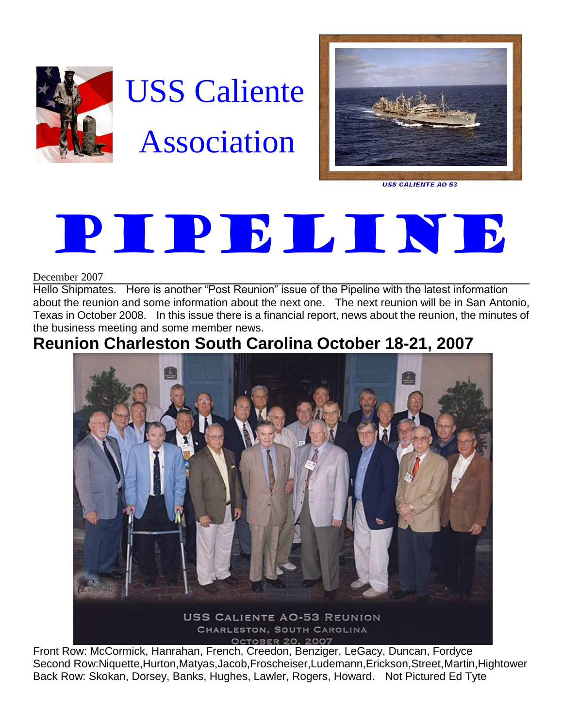# USS Caliente Association

USS CALIENTE AO 53

# PIPELINE

December 2007

Hello Shipmates. Here is another "Post Reunion" issue of the Pipeline with the latest information about the reunion and some information about the next one. The next reunion will be in San Antonio, Texas in October 2008. In this issue there is a financial report, news about the reunion, the minutes of the business meeting and some member news.

## Reunion Charleston South Carolina October 18-21, 2007

USS CALIENTE AO-53 REUNION
CHARLESTON, SOUTH CAROLINA
OCTOBER 20, 2007

Front Row: McCormick, Hanrahan, French, Creedon, Benziger, LeGacy, Duncan, Fordyce
Second Row:Niquette,Hurton,Matyas,Jacob,Froscheiser,Ludemann,Erickson,Street,Martin,Hightower
Back Row: Skokan, Dorsey, Banks, Hughes, Lawler, Rogers, Howard. Not Pictured Ed Tyte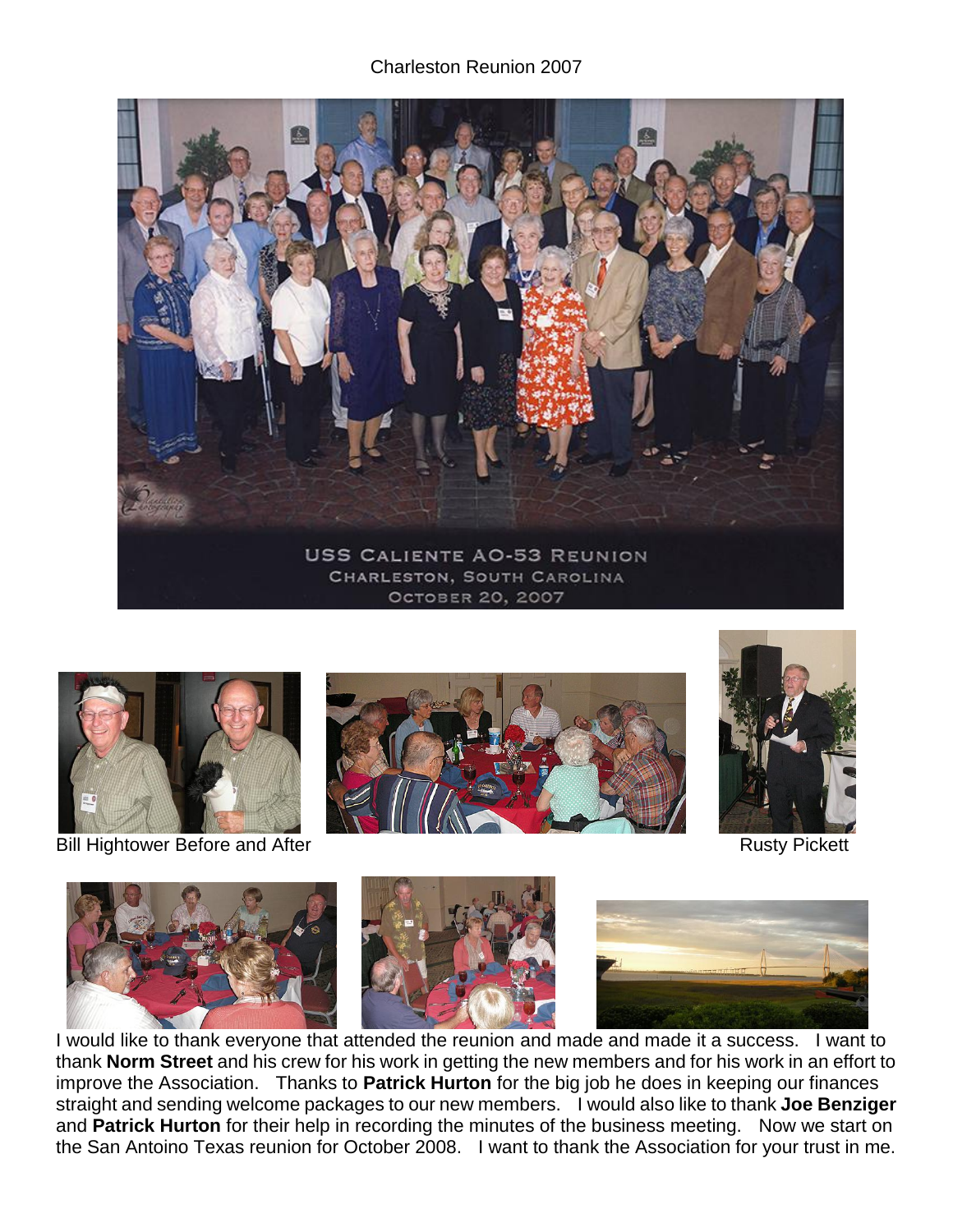Charleston Reunion 2007

USS CALIENTE AO-53 REUNION
CHARLESTON, SOUTH CAROLINA
OCTOBER 20, 2007

Bill Hightower Before and After

Rusty Pickett

I would like to thank everyone that attended the reunion and made and made it a success. I want to thank **Norm Street** and his crew for his work in getting the new members and for his work in an effort to improve the Association. Thanks to **Patrick Hurton** for the big job he does in keeping our finances straight and sending welcome packages to our new members. I would also like to thank **Joe Benziger** and **Patrick Hurton** for their help in recording the minutes of the business meeting. Now we start on the San Antoino Texas reunion for October 2008. I want to thank the Association for your trust in me.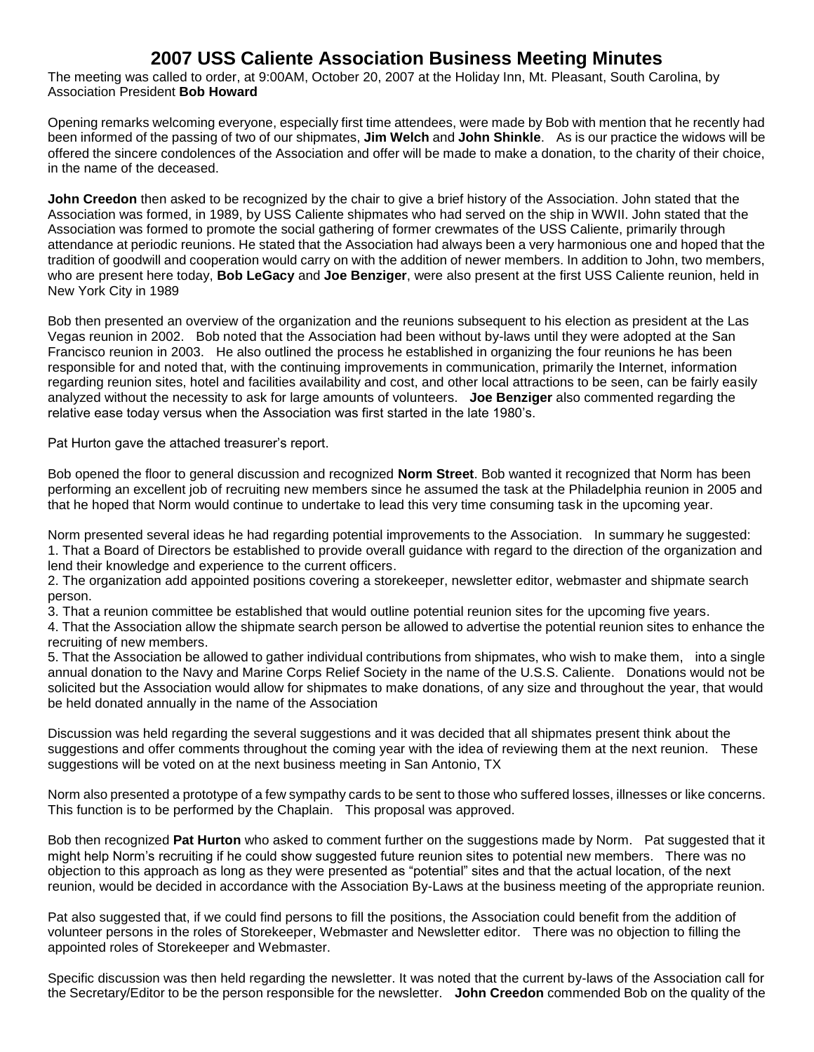# 2007 USS Caliente Association Business Meeting Minutes

The meeting was called to order, at 9:00AM, October 20, 2007 at the Holiday Inn, Mt. Pleasant, South Carolina, by Association President **Bob Howard**

Opening remarks welcoming everyone, especially first time attendees, were made by Bob with mention that he recently had been informed of the passing of two of our shipmates, **Jim Welch** and **John Shinkle**. As is our practice the widows will be offered the sincere condolences of the Association and offer will be made to make a donation, to the charity of their choice, in the name of the deceased.

**John Creedon** then asked to be recognized by the chair to give a brief history of the Association. John stated that the Association was formed, in 1989, by USS Caliente shipmates who had served on the ship in WWII. John stated that the Association was formed to promote the social gathering of former crewmates of the USS Caliente, primarily through attendance at periodic reunions. He stated that the Association had always been a very harmonious one and hoped that the tradition of goodwill and cooperation would carry on with the addition of newer members. In addition to John, two members, who are present here today, **Bob LeGacy** and **Joe Benziger**, were also present at the first USS Caliente reunion, held in New York City in 1989

Bob then presented an overview of the organization and the reunions subsequent to his election as president at the Las Vegas reunion in 2002. Bob noted that the Association had been without by-laws until they were adopted at the San Francisco reunion in 2003. He also outlined the process he established in organizing the four reunions he has been responsible for and noted that, with the continuing improvements in communication, primarily the Internet, information regarding reunion sites, hotel and facilities availability and cost, and other local attractions to be seen, can be fairly easily analyzed without the necessity to ask for large amounts of volunteers. **Joe Benziger** also commented regarding the relative ease today versus when the Association was first started in the late 1980's.

Pat Hurton gave the attached treasurer's report.

Bob opened the floor to general discussion and recognized **Norm Street**. Bob wanted it recognized that Norm has been performing an excellent job of recruiting new members since he assumed the task at the Philadelphia reunion in 2005 and that he hoped that Norm would continue to undertake to lead this very time consuming task in the upcoming year.

Norm presented several ideas he had regarding potential improvements to the Association. In summary he suggested:

1. That a Board of Directors be established to provide overall guidance with regard to the direction of the organization and lend their knowledge and experience to the current officers.
2. The organization add appointed positions covering a storekeeper, newsletter editor, webmaster and shipmate search person.
3. That a reunion committee be established that would outline potential reunion sites for the upcoming five years.
4. That the Association allow the shipmate search person be allowed to advertise the potential reunion sites to enhance the recruiting of new members.
5. That the Association be allowed to gather individual contributions from shipmates, who wish to make them, into a single annual donation to the Navy and Marine Corps Relief Society in the name of the U.S.S. Caliente. Donations would not be solicited but the Association would allow for shipmates to make donations, of any size and throughout the year, that would be held donated annually in the name of the Association

Discussion was held regarding the several suggestions and it was decided that all shipmates present think about the suggestions and offer comments throughout the coming year with the idea of reviewing them at the next reunion. These suggestions will be voted on at the next business meeting in San Antonio, TX

Norm also presented a prototype of a few sympathy cards to be sent to those who suffered losses, illnesses or like concerns. This function is to be performed by the Chaplain. This proposal was approved.

Bob then recognized **Pat Hurton** who asked to comment further on the suggestions made by Norm. Pat suggested that it might help Norm's recruiting if he could show suggested future reunion sites to potential new members. There was no objection to this approach as long as they were presented as "potential" sites and that the actual location, of the next reunion, would be decided in accordance with the Association By-Laws at the business meeting of the appropriate reunion.

Pat also suggested that, if we could find persons to fill the positions, the Association could benefit from the addition of volunteer persons in the roles of Storekeeper, Webmaster and Newsletter editor. There was no objection to filling the appointed roles of Storekeeper and Webmaster.

Specific discussion was then held regarding the newsletter. It was noted that the current by-laws of the Association call for the Secretary/Editor to be the person responsible for the newsletter. **John Creedon** commended Bob on the quality of the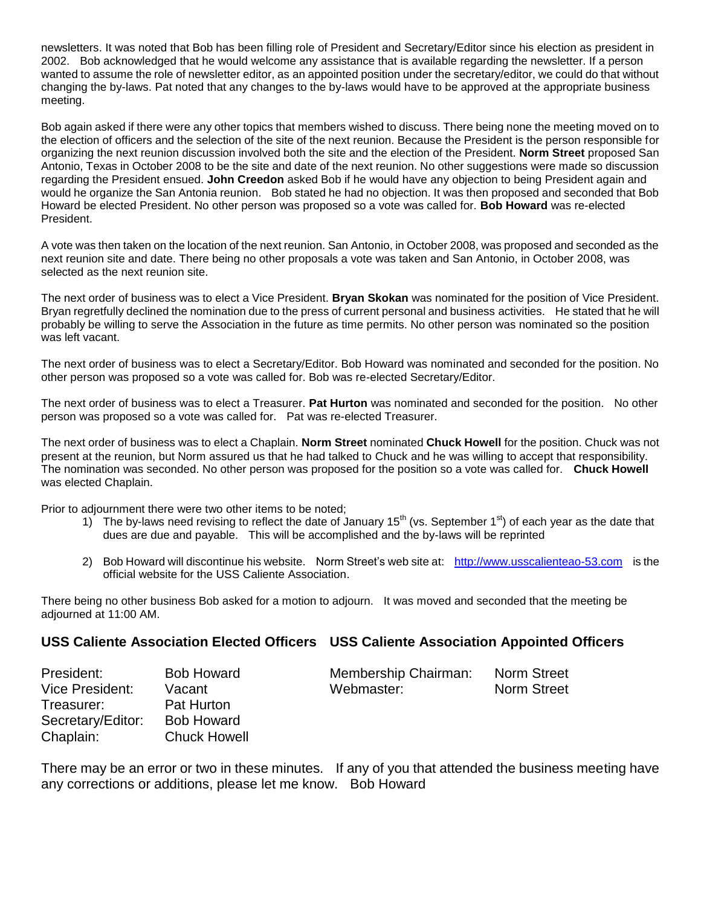newsletters. It was noted that Bob has been filling role of President and Secretary/Editor since his election as president in 2002. Bob acknowledged that he would welcome any assistance that is available regarding the newsletter. If a person wanted to assume the role of newsletter editor, as an appointed position under the secretary/editor, we could do that without changing the by-laws. Pat noted that any changes to the by-laws would have to be approved at the appropriate business meeting.

Bob again asked if there were any other topics that members wished to discuss. There being none the meeting moved on to the election of officers and the selection of the site of the next reunion. Because the President is the person responsible for organizing the next reunion discussion involved both the site and the election of the President. **Norm Street** proposed San Antonio, Texas in October 2008 to be the site and date of the next reunion. No other suggestions were made so discussion regarding the President ensued. **John Creedon** asked Bob if he would have any objection to being President again and would he organize the San Antonia reunion. Bob stated he had no objection. It was then proposed and seconded that Bob Howard be elected President. No other person was proposed so a vote was called for. **Bob Howard** was re-elected President.

A vote was then taken on the location of the next reunion. San Antonio, in October 2008, was proposed and seconded as the next reunion site and date. There being no other proposals a vote was taken and San Antonio, in October 2008, was selected as the next reunion site.

The next order of business was to elect a Vice President. **Bryan Skokan** was nominated for the position of Vice President. Bryan regretfully declined the nomination due to the press of current personal and business activities. He stated that he will probably be willing to serve the Association in the future as time permits. No other person was nominated so the position was left vacant.

The next order of business was to elect a Secretary/Editor. Bob Howard was nominated and seconded for the position. No other person was proposed so a vote was called for. Bob was re-elected Secretary/Editor.

The next order of business was to elect a Treasurer. **Pat Hurton** was nominated and seconded for the position. No other person was proposed so a vote was called for. Pat was re-elected Treasurer.

The next order of business was to elect a Chaplain. **Norm Street** nominated **Chuck Howell** for the position. Chuck was not present at the reunion, but Norm assured us that he had talked to Chuck and he was willing to accept that responsibility. The nomination was seconded. No other person was proposed for the position so a vote was called for. **Chuck Howell** was elected Chaplain.

Prior to adjournment there were two other items to be noted;

1) The by-laws need revising to reflect the date of January 15th (vs. September 1st) of each year as the date that dues are due and payable. This will be accomplished and the by-laws will be reprinted

2) Bob Howard will discontinue his website. Norm Street's web site at: http://www.usscalienteao-53.com is the official website for the USS Caliente Association.

There being no other business Bob asked for a motion to adjourn. It was moved and seconded that the meeting be adjourned at 11:00 AM.

### USS Caliente Association Elected Officers

| | |
|---|---|
| President: | Bob Howard |
| Vice President: | Vacant |
| Treasurer: | Pat Hurton |
| Secretary/Editor: | Bob Howard |
| Chaplain: | Chuck Howell |

### USS Caliente Association Appointed Officers

| | |
|---|---|
| Membership Chairman: | Norm Street |
| Webmaster: | Norm Street |

There may be an error or two in these minutes. If any of you that attended the business meeting have any corrections or additions, please let me know. Bob Howard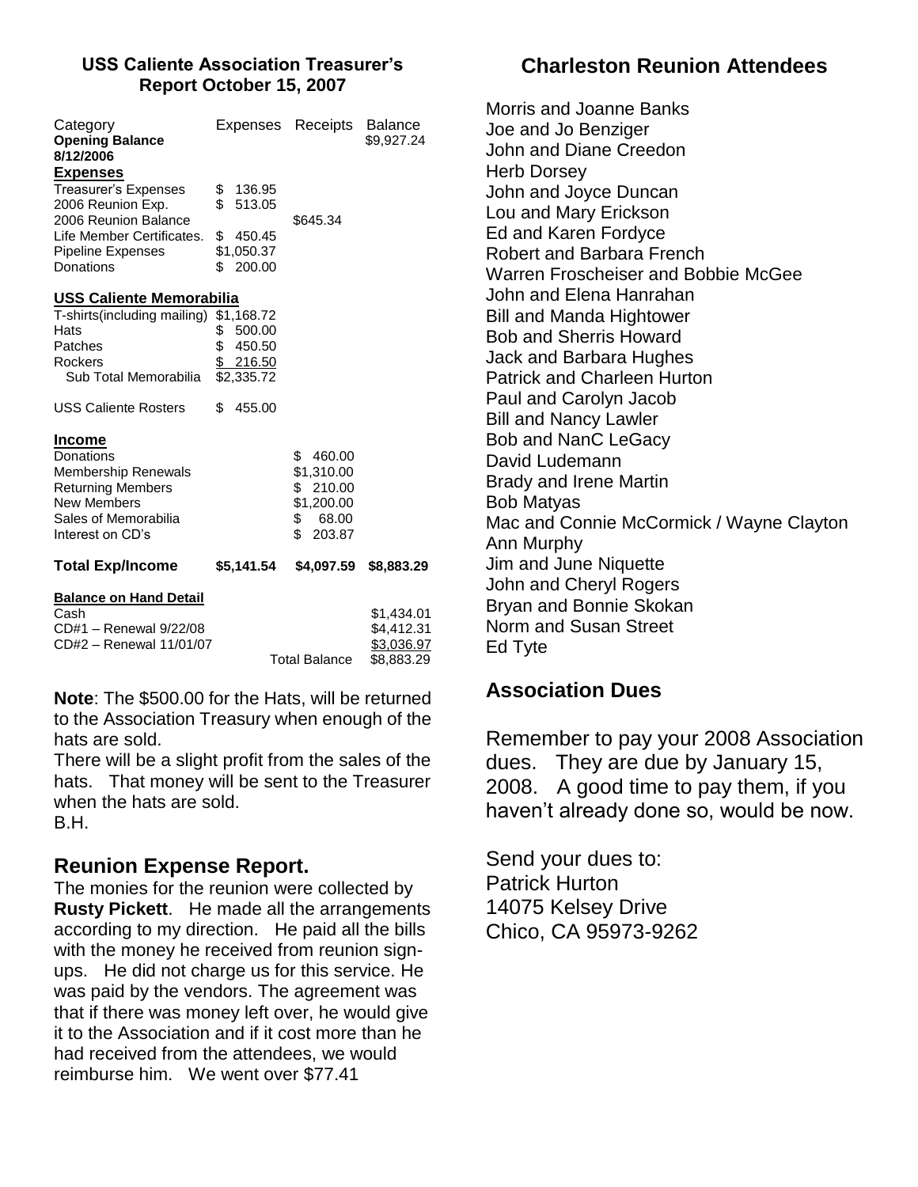## USS Caliente Association Treasurer's Report October 15, 2007

| Category | Expenses | Receipts | Balance |
|---|---|---|---|
| **Opening Balance 8/12/2006** | | | $9,927.24 |
| **Expenses** | | | |
| Treasurer's Expenses | $ 136.95 | | |
| 2006 Reunion Exp. | $ 513.05 | | |
| 2006 Reunion Balance | | $645.34 | |
| Life Member Certificates. | $ 450.45 | | |
| Pipeline Expenses | $1,050.37 | | |
| Donations | $ 200.00 | | |
| **USS Caliente Memorabilia** | | | |
| T-shirts(including mailing) | $1,168.72 | | |
| Hats | $ 500.00 | | |
| Patches | $ 450.50 | | |
| Rockers | $ 216.50 | | |
| Sub Total Memorabilia | $2,335.72 | | |
| USS Caliente Rosters | $ 455.00 | | |
| **Income** | | | |
| Donations | | $ 460.00 | |
| Membership Renewals | | $1,310.00 | |
| Returning Members | | $ 210.00 | |
| New Members | | $1,200.00 | |
| Sales of Memorabilia | | $ 68.00 | |
| Interest on CD's | | $ 203.87 | |
| **Total Exp/Income** | **$5,141.54** | **$4,097.59** | **$8,883.29** |
| **Balance on Hand Detail** | | | |
| Cash | | | $1,434.01 |
| CD#1 – Renewal 9/22/08 | | | $4,412.31 |
| CD#2 – Renewal 11/01/07 | | | $3,036.97 |
| | | Total Balance | $8,883.29 |

**Note**: The $500.00 for the Hats, will be returned to the Association Treasury when enough of the hats are sold.

There will be a slight profit from the sales of the hats. That money will be sent to the Treasurer when the hats are sold.

B.H.

## Reunion Expense Report.

The monies for the reunion were collected by **Rusty Pickett**. He made all the arrangements according to my direction. He paid all the bills with the money he received from reunion sign-ups. He did not charge us for this service. He was paid by the vendors. The agreement was that if there was money left over, he would give it to the Association and if it cost more than he had received from the attendees, we would reimburse him. We went over $77.41

## Charleston Reunion Attendees

Morris and Joanne Banks
Joe and Jo Benziger
John and Diane Creedon
Herb Dorsey
John and Joyce Duncan
Lou and Mary Erickson
Ed and Karen Fordyce
Robert and Barbara French
Warren Froscheiser and Bobbie McGee
John and Elena Hanrahan
Bill and Manda Hightower
Bob and Sherris Howard
Jack and Barbara Hughes
Patrick and Charleen Hurton
Paul and Carolyn Jacob
Bill and Nancy Lawler
Bob and NanC LeGacy
David Ludemann
Brady and Irene Martin
Bob Matyas
Mac and Connie McCormick / Wayne Clayton
Ann Murphy
Jim and June Niquette
John and Cheryl Rogers
Bryan and Bonnie Skokan
Norm and Susan Street
Ed Tyte

## Association Dues

Remember to pay your 2008 Association dues. They are due by January 15, 2008. A good time to pay them, if you haven't already done so, would be now.

Send your dues to:
Patrick Hurton
14075 Kelsey Drive
Chico, CA 95973-9262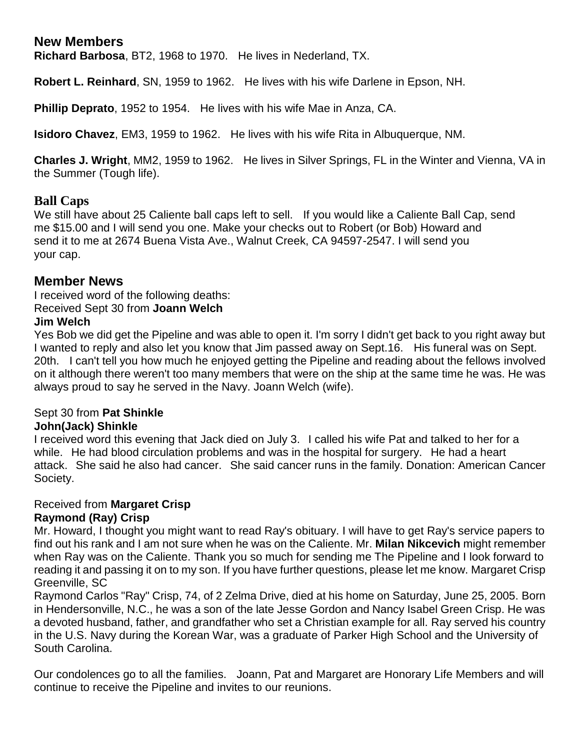## New Members

**Richard Barbosa**, BT2, 1968 to 1970. He lives in Nederland, TX.

**Robert L. Reinhard**, SN, 1959 to 1962. He lives with his wife Darlene in Epson, NH.

**Phillip Deprato**, 1952 to 1954. He lives with his wife Mae in Anza, CA.

**Isidoro Chavez**, EM3, 1959 to 1962. He lives with his wife Rita in Albuquerque, NM.

**Charles J. Wright**, MM2, 1959 to 1962. He lives in Silver Springs, FL in the Winter and Vienna, VA in the Summer (Tough life).

## Ball Caps

We still have about 25 Caliente ball caps left to sell. If you would like a Caliente Ball Cap, send me $15.00 and I will send you one. Make your checks out to Robert (or Bob) Howard and send it to me at 2674 Buena Vista Ave., Walnut Creek, CA 94597-2547. I will send you your cap.

## Member News

I received word of the following deaths:
Received Sept 30 from **Joann Welch**
**Jim Welch**
Yes Bob we did get the Pipeline and was able to open it. I'm sorry I didn't get back to you right away but I wanted to reply and also let you know that Jim passed away on Sept.16. His funeral was on Sept. 20th. I can't tell you how much he enjoyed getting the Pipeline and reading about the fellows involved on it although there weren't too many members that were on the ship at the same time he was. He was always proud to say he served in the Navy. Joann Welch (wife).

Sept 30 from **Pat Shinkle**
**John(Jack) Shinkle**
I received word this evening that Jack died on July 3. I called his wife Pat and talked to her for a while. He had blood circulation problems and was in the hospital for surgery. He had a heart attack. She said he also had cancer. She said cancer runs in the family. Donation: American Cancer Society.

Received from **Margaret Crisp**
**Raymond (Ray) Crisp**
Mr. Howard, I thought you might want to read Ray's obituary. I will have to get Ray's service papers to find out his rank and I am not sure when he was on the Caliente. Mr. **Milan Nikcevich** might remember when Ray was on the Caliente. Thank you so much for sending me The Pipeline and I look forward to reading it and passing it on to my son. If you have further questions, please let me know. Margaret Crisp Greenville, SC
Raymond Carlos "Ray" Crisp, 74, of 2 Zelma Drive, died at his home on Saturday, June 25, 2005. Born in Hendersonville, N.C., he was a son of the late Jesse Gordon and Nancy Isabel Green Crisp. He was a devoted husband, father, and grandfather who set a Christian example for all. Ray served his country in the U.S. Navy during the Korean War, was a graduate of Parker High School and the University of South Carolina.

Our condolences go to all the families. Joann, Pat and Margaret are Honorary Life Members and will continue to receive the Pipeline and invites to our reunions.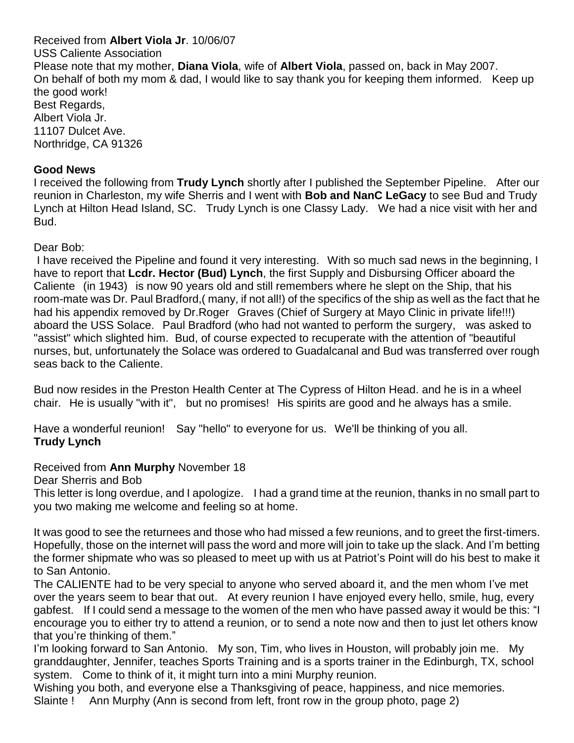Received from **Albert Viola Jr**. 10/06/07
USS Caliente Association
Please note that my mother, **Diana Viola**, wife of **Albert Viola**, passed on, back in May 2007.
On behalf of both my mom & dad, I would like to say thank you for keeping them informed. Keep up the good work!
Best Regards,
Albert Viola Jr.
11107 Dulcet Ave.
Northridge, CA 91326

**Good News**
I received the following from **Trudy Lynch** shortly after I published the September Pipeline. After our reunion in Charleston, my wife Sherris and I went with **Bob and NanC LeGacy** to see Bud and Trudy Lynch at Hilton Head Island, SC. Trudy Lynch is one Classy Lady. We had a nice visit with her and Bud.

Dear Bob:
I have received the Pipeline and found it very interesting. With so much sad news in the beginning, I have to report that **Lcdr. Hector (Bud) Lynch**, the first Supply and Disbursing Officer aboard the Caliente (in 1943) is now 90 years old and still remembers where he slept on the Ship, that his room-mate was Dr. Paul Bradford,( many, if not all!) of the specifics of the ship as well as the fact that he had his appendix removed by Dr.Roger Graves (Chief of Surgery at Mayo Clinic in private life!!!) aboard the USS Solace. Paul Bradford (who had not wanted to perform the surgery, was asked to "assist" which slighted him. Bud, of course expected to recuperate with the attention of "beautiful nurses, but, unfortunately the Solace was ordered to Guadalcanal and Bud was transferred over rough seas back to the Caliente.

Bud now resides in the Preston Health Center at The Cypress of Hilton Head. and he is in a wheel chair. He is usually "with it", but no promises! His spirits are good and he always has a smile.

Have a wonderful reunion! Say "hello" to everyone for us. We'll be thinking of you all.
**Trudy Lynch**

Received from **Ann Murphy** November 18
Dear Sherris and Bob
This letter is long overdue, and I apologize. I had a grand time at the reunion, thanks in no small part to you two making me welcome and feeling so at home.

It was good to see the returnees and those who had missed a few reunions, and to greet the first-timers. Hopefully, those on the internet will pass the word and more will join to take up the slack. And I'm betting the former shipmate who was so pleased to meet up with us at Patriot's Point will do his best to make it to San Antonio.
The CALIENTE had to be very special to anyone who served aboard it, and the men whom I've met over the years seem to bear that out. At every reunion I have enjoyed every hello, smile, hug, every gabfest. If I could send a message to the women of the men who have passed away it would be this: "I encourage you to either try to attend a reunion, or to send a note now and then to just let others know that you're thinking of them."
I'm looking forward to San Antonio. My son, Tim, who lives in Houston, will probably join me. My granddaughter, Jennifer, teaches Sports Training and is a sports trainer in the Edinburgh, TX, school system. Come to think of it, it might turn into a mini Murphy reunion.
Wishing you both, and everyone else a Thanksgiving of peace, happiness, and nice memories.
Slainte ! Ann Murphy (Ann is second from left, front row in the group photo, page 2)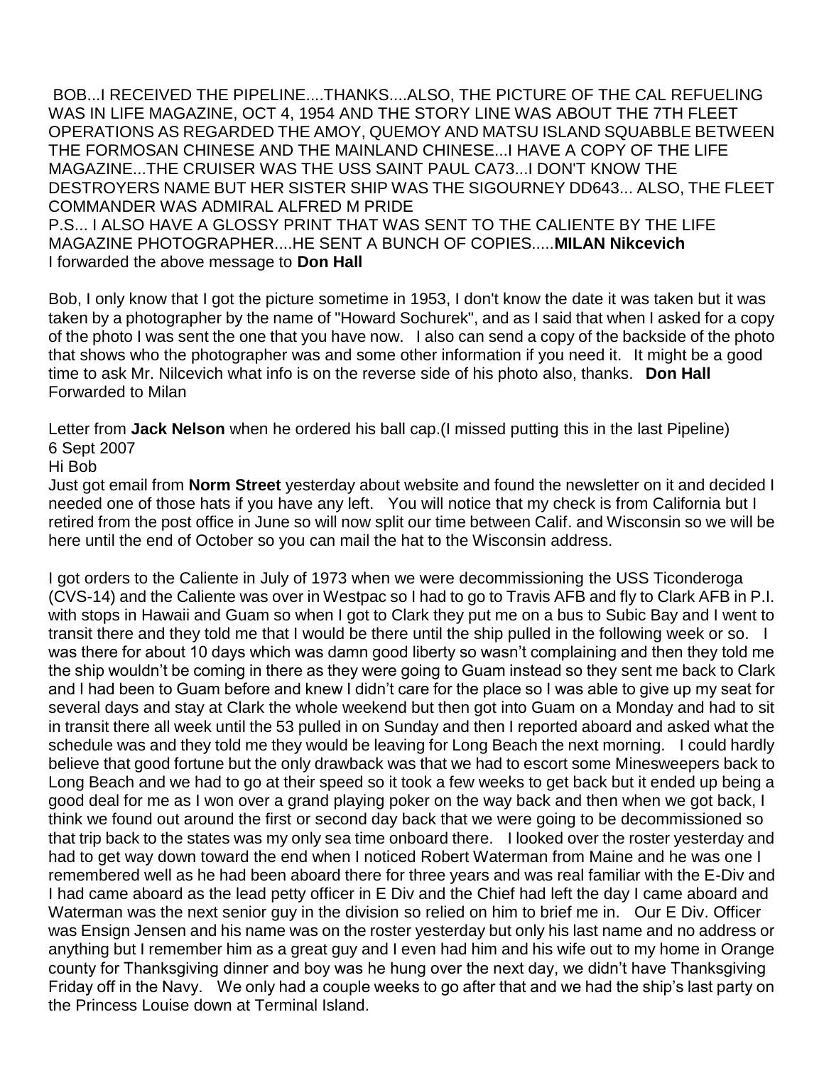BOB...I RECEIVED THE PIPELINE....THANKS....ALSO, THE PICTURE OF THE CAL REFUELING WAS IN LIFE MAGAZINE, OCT 4, 1954 AND THE STORY LINE WAS ABOUT THE 7TH FLEET OPERATIONS AS REGARDED THE AMOY, QUEMOY AND MATSU ISLAND SQUABBLE BETWEEN THE FORMOSAN CHINESE AND THE MAINLAND CHINESE...I HAVE A COPY OF THE LIFE MAGAZINE...THE CRUISER WAS THE USS SAINT PAUL CA73...I DON'T KNOW THE DESTROYERS NAME BUT HER SISTER SHIP WAS THE SIGOURNEY DD643... ALSO, THE FLEET COMMANDER WAS ADMIRAL ALFRED M PRIDE
P.S... I ALSO HAVE A GLOSSY PRINT THAT WAS SENT TO THE CALIENTE BY THE LIFE MAGAZINE PHOTOGRAPHER....HE SENT A BUNCH OF COPIES.....**MILAN Nikcevich**
I forwarded the above message to **Don Hall**

Bob, I only know that I got the picture sometime in 1953, I don't know the date it was taken but it was taken by a photographer by the name of "Howard Sochurek", and as I said that when I asked for a copy of the photo I was sent the one that you have now. I also can send a copy of the backside of the photo that shows who the photographer was and some other information if you need it. It might be a good time to ask Mr. Nilcevich what info is on the reverse side of his photo also, thanks. **Don Hall**
Forwarded to Milan

Letter from **Jack Nelson** when he ordered his ball cap.(I missed putting this in the last Pipeline)
6 Sept 2007
Hi Bob
Just got email from **Norm Street** yesterday about website and found the newsletter on it and decided I needed one of those hats if you have any left. You will notice that my check is from California but I retired from the post office in June so will now split our time between Calif. and Wisconsin so we will be here until the end of October so you can mail the hat to the Wisconsin address.

I got orders to the Caliente in July of 1973 when we were decommissioning the USS Ticonderoga (CVS-14) and the Caliente was over in Westpac so I had to go to Travis AFB and fly to Clark AFB in P.I. with stops in Hawaii and Guam so when I got to Clark they put me on a bus to Subic Bay and I went to transit there and they told me that I would be there until the ship pulled in the following week or so. I was there for about 10 days which was damn good liberty so wasn't complaining and then they told me the ship wouldn't be coming in there as they were going to Guam instead so they sent me back to Clark and I had been to Guam before and knew I didn't care for the place so I was able to give up my seat for several days and stay at Clark the whole weekend but then got into Guam on a Monday and had to sit in transit there all week until the 53 pulled in on Sunday and then I reported aboard and asked what the schedule was and they told me they would be leaving for Long Beach the next morning. I could hardly believe that good fortune but the only drawback was that we had to escort some Minesweepers back to Long Beach and we had to go at their speed so it took a few weeks to get back but it ended up being a good deal for me as I won over a grand playing poker on the way back and then when we got back, I think we found out around the first or second day back that we were going to be decommissioned so that trip back to the states was my only sea time onboard there. I looked over the roster yesterday and had to get way down toward the end when I noticed Robert Waterman from Maine and he was one I remembered well as he had been aboard there for three years and was real familiar with the E-Div and I had came aboard as the lead petty officer in E Div and the Chief had left the day I came aboard and Waterman was the next senior guy in the division so relied on him to brief me in. Our E Div. Officer was Ensign Jensen and his name was on the roster yesterday but only his last name and no address or anything but I remember him as a great guy and I even had him and his wife out to my home in Orange county for Thanksgiving dinner and boy was he hung over the next day, we didn't have Thanksgiving Friday off in the Navy. We only had a couple weeks to go after that and we had the ship's last party on the Princess Louise down at Terminal Island.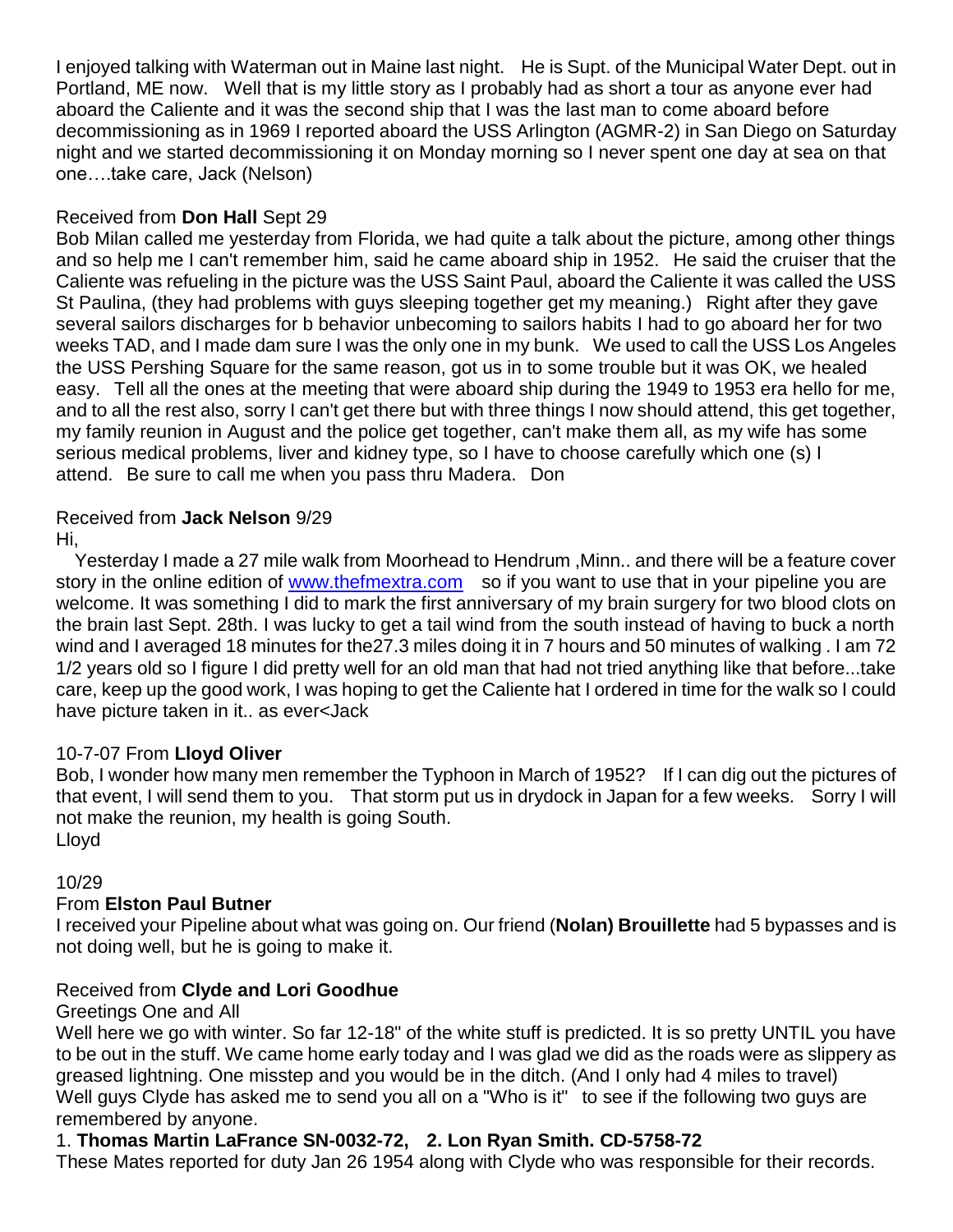I enjoyed talking with Waterman out in Maine last night. He is Supt. of the Municipal Water Dept. out in Portland, ME now. Well that is my little story as I probably had as short a tour as anyone ever had aboard the Caliente and it was the second ship that I was the last man to come aboard before decommissioning as in 1969 I reported aboard the USS Arlington (AGMR-2) in San Diego on Saturday night and we started decommissioning it on Monday morning so I never spent one day at sea on that one….take care, Jack (Nelson)

Received from **Don Hall** Sept 29

Bob Milan called me yesterday from Florida, we had quite a talk about the picture, among other things and so help me I can't remember him, said he came aboard ship in 1952. He said the cruiser that the Caliente was refueling in the picture was the USS Saint Paul, aboard the Caliente it was called the USS St Paulina, (they had problems with guys sleeping together get my meaning.) Right after they gave several sailors discharges for b behavior unbecoming to sailors habits I had to go aboard her for two weeks TAD, and I made dam sure I was the only one in my bunk. We used to call the USS Los Angeles the USS Pershing Square for the same reason, got us in to some trouble but it was OK, we healed easy. Tell all the ones at the meeting that were aboard ship during the 1949 to 1953 era hello for me, and to all the rest also, sorry I can't get there but with three things I now should attend, this get together, my family reunion in August and the police get together, can't make them all, as my wife has some serious medical problems, liver and kidney type, so I have to choose carefully which one (s) I attend. Be sure to call me when you pass thru Madera. Don

Received from **Jack Nelson** 9/29

Hi,

Yesterday I made a 27 mile walk from Moorhead to Hendrum ,Minn.. and there will be a feature cover story in the online edition of [www.thefmextra.com](http://www.thefmextra.com) so if you want to use that in your pipeline you are welcome. It was something I did to mark the first anniversary of my brain surgery for two blood clots on the brain last Sept. 28th. I was lucky to get a tail wind from the south instead of having to buck a north wind and I averaged 18 minutes for the27.3 miles doing it in 7 hours and 50 minutes of walking . I am 72 1/2 years old so I figure I did pretty well for an old man that had not tried anything like that before...take care, keep up the good work, I was hoping to get the Caliente hat I ordered in time for the walk so I could have picture taken in it.. as ever<Jack

10-7-07 From **Lloyd Oliver**

Bob, I wonder how many men remember the Typhoon in March of 1952? If I can dig out the pictures of that event, I will send them to you. That storm put us in drydock in Japan for a few weeks. Sorry I will not make the reunion, my health is going South.

Lloyd

10/29

From **Elston Paul Butner**

I received your Pipeline about what was going on. Our friend (**Nolan) Brouillette** had 5 bypasses and is not doing well, but he is going to make it.

Received from **Clyde and Lori Goodhue**

Greetings One and All

Well here we go with winter. So far 12-18" of the white stuff is predicted. It is so pretty UNTIL you have to be out in the stuff. We came home early today and I was glad we did as the roads were as slippery as greased lightning. One misstep and you would be in the ditch. (And I only had 4 miles to travel)

Well guys Clyde has asked me to send you all on a "Who is it" to see if the following two guys are remembered by anyone.

1. **Thomas Martin LaFrance SN-0032-72, 2. Lon Ryan Smith. CD-5758-72**

These Mates reported for duty Jan 26 1954 along with Clyde who was responsible for their records.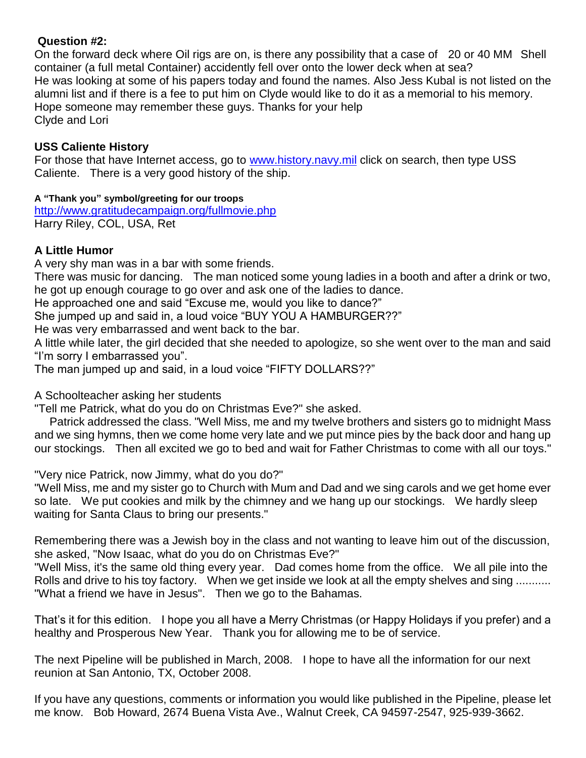**Question #2:**

On the forward deck where Oil rigs are on, is there any possibility that a case of 20 or 40 MM Shell container (a full metal Container) accidently fell over onto the lower deck when at sea?
He was looking at some of his papers today and found the names. Also Jess Kubal is not listed on the alumni list and if there is a fee to put him on Clyde would like to do it as a memorial to his memory.
Hope someone may remember these guys. Thanks for your help
Clyde and Lori

**USS Caliente History**

For those that have Internet access, go to www.history.navy.mil click on search, then type USS Caliente. There is a very good history of the ship.

**A "Thank you" symbol/greeting for our troops**

http://www.gratitudecampaign.org/fullmovie.php
Harry Riley, COL, USA, Ret

**A Little Humor**

A very shy man was in a bar with some friends.
There was music for dancing. The man noticed some young ladies in a booth and after a drink or two, he got up enough courage to go over and ask one of the ladies to dance.
He approached one and said "Excuse me, would you like to dance?"
She jumped up and said in, a loud voice "BUY YOU A HAMBURGER??"
He was very embarrassed and went back to the bar.
A little while later, the girl decided that she needed to apologize, so she went over to the man and said "I'm sorry I embarrassed you".
The man jumped up and said, in a loud voice "FIFTY DOLLARS??"

A Schoolteacher asking her students
"Tell me Patrick, what do you do on Christmas Eve?" she asked.
Patrick addressed the class. "Well Miss, me and my twelve brothers and sisters go to midnight Mass and we sing hymns, then we come home very late and we put mince pies by the back door and hang up our stockings. Then all excited we go to bed and wait for Father Christmas to come with all our toys."

"Very nice Patrick, now Jimmy, what do you do?"
"Well Miss, me and my sister go to Church with Mum and Dad and we sing carols and we get home ever so late. We put cookies and milk by the chimney and we hang up our stockings. We hardly sleep waiting for Santa Claus to bring our presents."

Remembering there was a Jewish boy in the class and not wanting to leave him out of the discussion, she asked, "Now Isaac, what do you do on Christmas Eve?"
"Well Miss, it's the same old thing every year. Dad comes home from the office. We all pile into the Rolls and drive to his toy factory. When we get inside we look at all the empty shelves and sing ........... "What a friend we have in Jesus". Then we go to the Bahamas.

That's it for this edition. I hope you all have a Merry Christmas (or Happy Holidays if you prefer) and a healthy and Prosperous New Year. Thank you for allowing me to be of service.

The next Pipeline will be published in March, 2008. I hope to have all the information for our next reunion at San Antonio, TX, October 2008.

If you have any questions, comments or information you would like published in the Pipeline, please let me know. Bob Howard, 2674 Buena Vista Ave., Walnut Creek, CA 94597-2547, 925-939-3662.